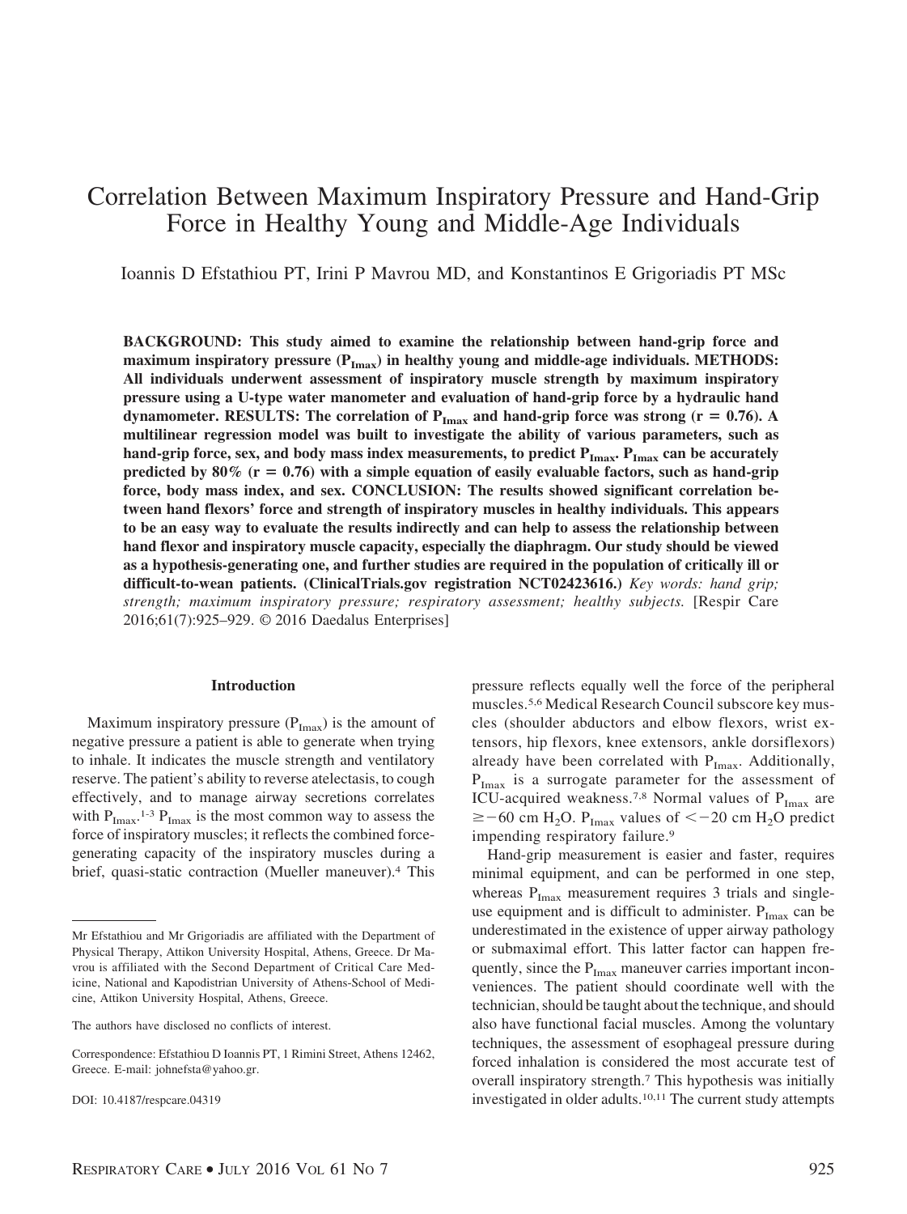# Correlation Between Maximum Inspiratory Pressure and Hand-Grip Force in Healthy Young and Middle-Age Individuals

Ioannis D Efstathiou PT, Irini P Mavrou MD, and Konstantinos E Grigoriadis PT MSc

**BACKGROUND: This study aimed to examine the relationship between hand-grip force and maximum inspiratory pressure ($P_{Imax}$) in healthy young and middle-age individuals. METHODS: All individuals underwent assessment of inspiratory muscle strength by maximum inspiratory pressure using a U-type water manometer and evaluation of hand-grip force by a hydraulic hand dynamometer. RESULTS: The correlation of $P_{Imax}$ and hand-grip force was strong ($r = 0.76$). A multilinear regression model was built to investigate the ability of various parameters, such as hand-grip force, sex, and body mass index measurements, to predict $P_{Imax}$. $P_{Imax}$ can be accurately predicted by 80% ($r = 0.76$) with a simple equation of easily evaluable factors, such as hand-grip force, body mass index, and sex. CONCLUSION: The results showed significant correlation between hand flexors' force and strength of inspiratory muscles in healthy individuals. This appears to be an easy way to evaluate the results indirectly and can help to assess the relationship between hand flexor and inspiratory muscle capacity, especially the diaphragm. Our study should be viewed as a hypothesis-generating one, and further studies are required in the population of critically ill or difficult-to-wean patients. (ClinicalTrials.gov registration NCT02423616.)** *Key words: hand grip; strength; maximum inspiratory pressure; respiratory assessment; healthy subjects.* [Respir Care 2016;61(7):925–929. © 2016 Daedalus Enterprises]

## Introduction

Maximum inspiratory pressure ($P_{Imax}$) is the amount of negative pressure a patient is able to generate when trying to inhale. It indicates the muscle strength and ventilatory reserve. The patient's ability to reverse atelectasis, to cough effectively, and to manage airway secretions correlates with $P_{Imax}$.[1-3] $P_{Imax}$ is the most common way to assess the force of inspiratory muscles; it reflects the combined force-generating capacity of the inspiratory muscles during a brief, quasi-static contraction (Mueller maneuver).[4] This pressure reflects equally well the force of the peripheral muscles.[5,6] Medical Research Council subscore key muscles (shoulder abductors and elbow flexors, wrist extensors, hip flexors, knee extensors, ankle dorsiflexors) already have been correlated with $P_{Imax}$. Additionally, $P_{Imax}$ is a surrogate parameter for the assessment of ICU-acquired weakness.[7,8] Normal values of $P_{Imax}$ are $\geq -60$ cm $H_2O$. $P_{Imax}$ values of $< -20$ cm $H_2O$ predict impending respiratory failure.[9]

Hand-grip measurement is easier and faster, requires minimal equipment, and can be performed in one step, whereas $P_{Imax}$ measurement requires 3 trials and single-use equipment and is difficult to administer. $P_{Imax}$ can be underestimated in the existence of upper airway pathology or submaximal effort. This latter factor can happen frequently, since the $P_{Imax}$ maneuver carries important inconveniences. The patient should coordinate well with the technician, should be taught about the technique, and should also have functional facial muscles. Among the voluntary techniques, the assessment of esophageal pressure during forced inhalation is considered the most accurate test of overall inspiratory strength.[7] This hypothesis was initially investigated in older adults.[10,11] The current study attempts

---

Mr Efstathiou and Mr Grigoriadis are affiliated with the Department of Physical Therapy, Attikon University Hospital, Athens, Greece. Dr Mavrou is affiliated with the Second Department of Critical Care Medicine, National and Kapodistrian University of Athens-School of Medicine, Attikon University Hospital, Athens, Greece.

The authors have disclosed no conflicts of interest.

Correspondence: Efstathiou D Ioannis PT, 1 Rimini Street, Athens 12462, Greece. E-mail: johnefsta@yahoo.gr.

DOI: 10.4187/respcare.04319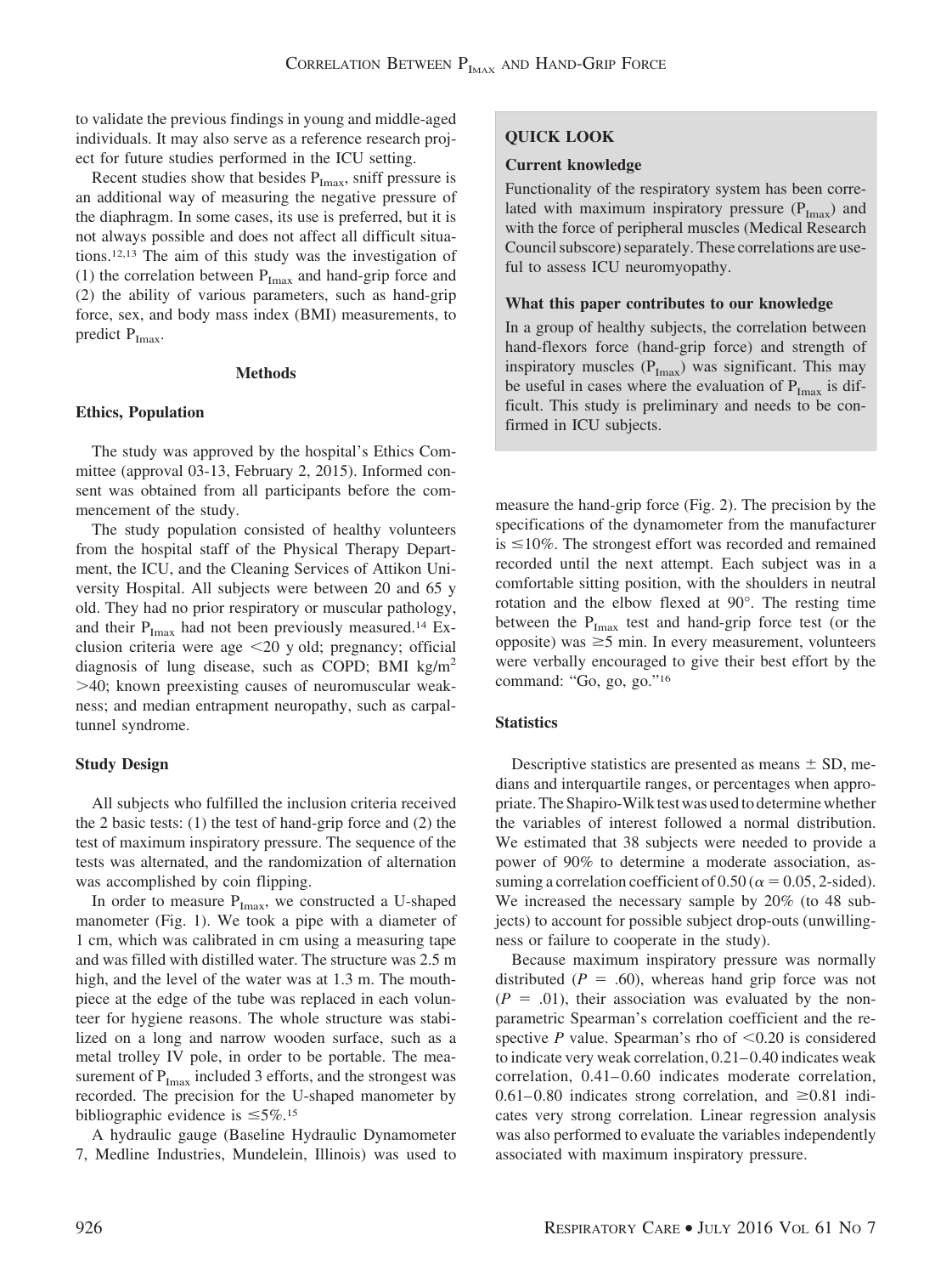to validate the previous findings in young and middle-aged individuals. It may also serve as a reference research project for future studies performed in the ICU setting.

Recent studies show that besides $P_{Imax}$, sniff pressure is an additional way of measuring the negative pressure of the diaphragm. In some cases, its use is preferred, but it is not always possible and does not affect all difficult situations.[12,13] The aim of this study was the investigation of (1) the correlation between $P_{Imax}$ and hand-grip force and (2) the ability of various parameters, such as hand-grip force, sex, and body mass index (BMI) measurements, to predict $P_{Imax}$.

## QUICK LOOK

### Current knowledge

Functionality of the respiratory system has been correlated with maximum inspiratory pressure ($P_{Imax}$) and with the force of peripheral muscles (Medical Research Council subscore) separately. These correlations are useful to assess ICU neuromyopathy.

### What this paper contributes to our knowledge

In a group of healthy subjects, the correlation between hand-flexors force (hand-grip force) and strength of inspiratory muscles ($P_{Imax}$) was significant. This may be useful in cases where the evaluation of $P_{Imax}$ is difficult. This study is preliminary and needs to be confirmed in ICU subjects.

## Methods

### Ethics, Population

The study was approved by the hospital's Ethics Committee (approval 03-13, February 2, 2015). Informed consent was obtained from all participants before the commencement of the study.

The study population consisted of healthy volunteers from the hospital staff of the Physical Therapy Department, the ICU, and the Cleaning Services of Attikon University Hospital. All subjects were between 20 and 65 y old. They had no prior respiratory or muscular pathology, and their $P_{Imax}$ had not been previously measured.[14] Exclusion criteria were age <20 y old; pregnancy; official diagnosis of lung disease, such as COPD; BMI kg/m$^2$ >40; known preexisting causes of neuromuscular weakness; and median entrapment neuropathy, such as carpal-tunnel syndrome.

### Study Design

All subjects who fulfilled the inclusion criteria received the 2 basic tests: (1) the test of hand-grip force and (2) the test of maximum inspiratory pressure. The sequence of the tests was alternated, and the randomization of alternation was accomplished by coin flipping.

In order to measure $P_{Imax}$, we constructed a U-shaped manometer (Fig. 1). We took a pipe with a diameter of 1 cm, which was calibrated in cm using a measuring tape and was filled with distilled water. The structure was 2.5 m high, and the level of the water was at 1.3 m. The mouthpiece at the edge of the tube was replaced in each volunteer for hygiene reasons. The whole structure was stabilized on a long and narrow wooden surface, such as a metal trolley IV pole, in order to be portable. The measurement of $P_{Imax}$ included 3 efforts, and the strongest was recorded. The precision for the U-shaped manometer by bibliographic evidence is ≤5%.[15]

A hydraulic gauge (Baseline Hydraulic Dynamometer 7, Medline Industries, Mundelein, Illinois) was used to measure the hand-grip force (Fig. 2). The precision by the specifications of the dynamometer from the manufacturer is ≤10%. The strongest effort was recorded and remained recorded until the next attempt. Each subject was in a comfortable sitting position, with the shoulders in neutral rotation and the elbow flexed at 90°. The resting time between the $P_{Imax}$ test and hand-grip force test (or the opposite) was ≥5 min. In every measurement, volunteers were verbally encouraged to give their best effort by the command: "Go, go, go."[16]

### Statistics

Descriptive statistics are presented as means ± SD, medians and interquartile ranges, or percentages when appropriate. The Shapiro-Wilk test was used to determine whether the variables of interest followed a normal distribution. We estimated that 38 subjects were needed to provide a power of 90% to determine a moderate association, assuming a correlation coefficient of 0.50 ($\alpha = 0.05$, 2-sided). We increased the necessary sample by 20% (to 48 subjects) to account for possible subject drop-outs (unwillingness or failure to cooperate in the study).

Because maximum inspiratory pressure was normally distributed ($P = .60$), whereas hand grip force was not ($P = .01$), their association was evaluated by the nonparametric Spearman's correlation coefficient and the respective $P$ value. Spearman's rho of <0.20 is considered to indicate very weak correlation, 0.21–0.40 indicates weak correlation, 0.41–0.60 indicates moderate correlation, 0.61–0.80 indicates strong correlation, and ≥0.81 indicates very strong correlation. Linear regression analysis was also performed to evaluate the variables independently associated with maximum inspiratory pressure.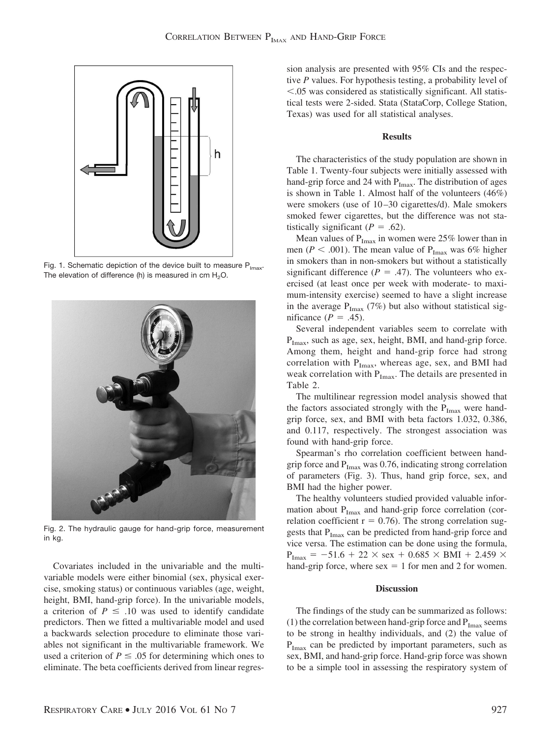Fig. 1. Schematic depiction of the device built to measure $P_{Imax}$. The elevation of difference (h) is measured in cm $H_2O$.

Fig. 2. The hydraulic gauge for hand-grip force, measurement in kg.

Covariates included in the univariable and the multivariable models were either binomial (sex, physical exercise, smoking status) or continuous variables (age, weight, height, BMI, hand-grip force). In the univariable models, a criterion of $P \leq .10$ was used to identify candidate predictors. Then we fitted a multivariable model and used a backwards selection procedure to eliminate those variables not significant in the multivariable framework. We used a criterion of $P \leq .05$ for determining which ones to eliminate. The beta coefficients derived from linear regression analysis are presented with 95% CIs and the respective *P* values. For hypothesis testing, a probability level of $<.05$ was considered as statistically significant. All statistical tests were 2-sided. Stata (StataCorp, College Station, Texas) was used for all statistical analyses.

## Results

The characteristics of the study population are shown in Table 1. Twenty-four subjects were initially assessed with hand-grip force and 24 with $P_{Imax}$. The distribution of ages is shown in Table 1. Almost half of the volunteers (46%) were smokers (use of 10–30 cigarettes/d). Male smokers smoked fewer cigarettes, but the difference was not statistically significant ($P = .62$).

Mean values of $P_{Imax}$ in women were 25% lower than in men ($P < .001$). The mean value of $P_{Imax}$ was 6% higher in smokers than in non-smokers but without a statistically significant difference ($P = .47$). The volunteers who exercised (at least once per week with moderate- to maximum-intensity exercise) seemed to have a slight increase in the average $P_{Imax}$ (7%) but also without statistical significance ($P = .45$).

Several independent variables seem to correlate with $P_{Imax}$, such as age, sex, height, BMI, and hand-grip force. Among them, height and hand-grip force had strong correlation with $P_{Imax}$, whereas age, sex, and BMI had weak correlation with $P_{Imax}$. The details are presented in Table 2.

The multilinear regression model analysis showed that the factors associated strongly with the $P_{Imax}$ were hand-grip force, sex, and BMI with beta factors 1.032, 0.386, and 0.117, respectively. The strongest association was found with hand-grip force.

Spearman's rho correlation coefficient between hand-grip force and $P_{Imax}$ was 0.76, indicating strong correlation of parameters (Fig. 3). Thus, hand grip force, sex, and BMI had the higher power.

The healthy volunteers studied provided valuable information about $P_{Imax}$ and hand-grip force correlation (correlation coefficient $r = 0.76$). The strong correlation suggests that $P_{Imax}$ can be predicted from hand-grip force and vice versa. The estimation can be done using the formula, $P_{Imax} = -51.6 + 22 \times \text{sex} + 0.685 \times \text{BMI} + 2.459 \times$ hand-grip force, where sex = 1 for men and 2 for women.

## Discussion

The findings of the study can be summarized as follows: (1) the correlation between hand-grip force and $P_{Imax}$ seems to be strong in healthy individuals, and (2) the value of $P_{Imax}$ can be predicted by important parameters, such as sex, BMI, and hand-grip force. Hand-grip force was shown to be a simple tool in assessing the respiratory system of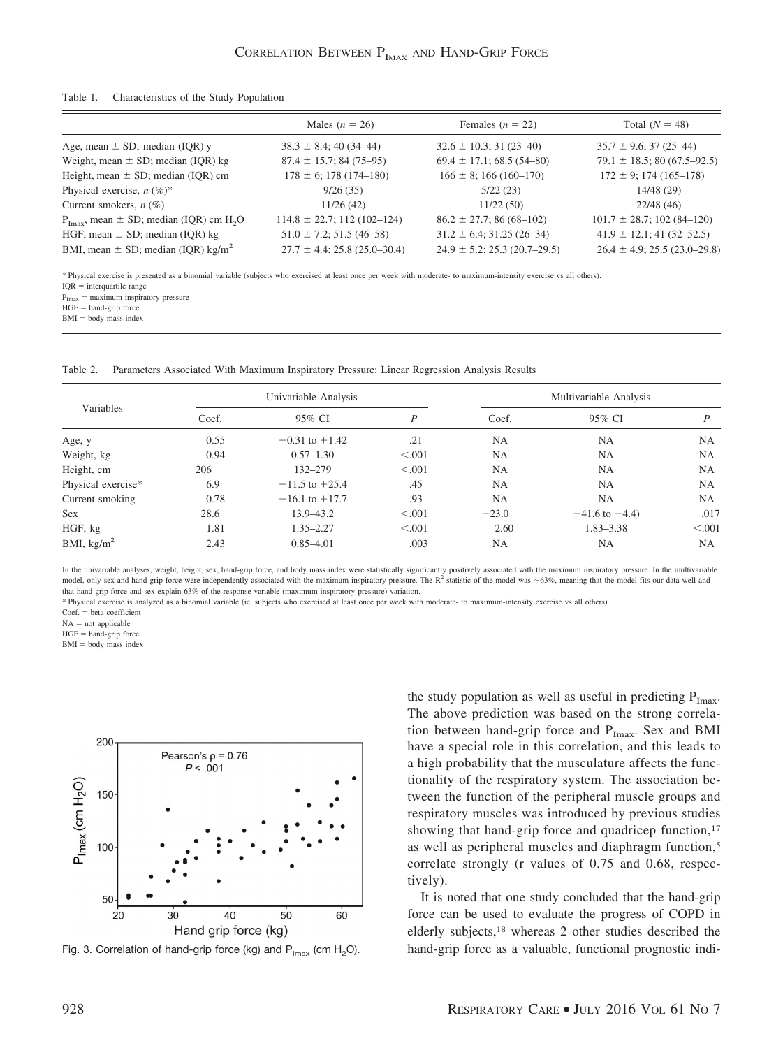Table 1. Characteristics of the Study Population

| | Males ($n$ = 26) | Females ($n$ = 22) | Total ($N$ = 48) |
|---|---|---|---|
| Age, mean ± SD; median (IQR) y | 38.3 ± 8.4; 40 (34–44) | 32.6 ± 10.3; 31 (23–40) | 35.7 ± 9.6; 37 (25–44) |
| Weight, mean ± SD; median (IQR) kg | 87.4 ± 15.7; 84 (75–95) | 69.4 ± 17.1; 68.5 (54–80) | 79.1 ± 18.5; 80 (67.5–92.5) |
| Height, mean ± SD; median (IQR) cm | 178 ± 6; 178 (174–180) | 166 ± 8; 166 (160–170) | 172 ± 9; 174 (165–178) |
| Physical exercise, $n$ (%)* | 9/26 (35) | 5/22 (23) | 14/48 (29) |
| Current smokers, $n$ (%) | 11/26 (42) | 11/22 (50) | 22/48 (46) |
| $P_{Imax}$, mean ± SD; median (IQR) cm $H_2O$ | 114.8 ± 22.7; 112 (102–124) | 86.2 ± 27.7; 86 (68–102) | 101.7 ± 28.7; 102 (84–120) |
| HGF, mean ± SD; median (IQR) kg | 51.0 ± 7.2; 51.5 (46–58) | 31.2 ± 6.4; 31.25 (26–34) | 41.9 ± 12.1; 41 (32–52.5) |
| BMI, mean ± SD; median (IQR) kg/m$^2$ | 27.7 ± 4.4; 25.8 (25.0–30.4) | 24.9 ± 5.2; 25.3 (20.7–29.5) | 26.4 ± 4.9; 25.5 (23.0–29.8) |

* Physical exercise is presented as a binomial variable (subjects who exercised at least once per week with moderate- to maximum-intensity exercise vs all others).
IQR = interquartile range
$P_{Imax}$ = maximum inspiratory pressure
HGF = hand-grip force
BMI = body mass index

Table 2. Parameters Associated With Maximum Inspiratory Pressure: Linear Regression Analysis Results

| Variables | Univariable Analysis | | | Multivariable Analysis | | |
|---|---|---|---|---|---|---|
| | Coef. | 95% CI | $P$ | Coef. | 95% CI | $P$ |
| Age, y | 0.55 | −0.31 to +1.42 | .21 | NA | NA | NA |
| Weight, kg | 0.94 | 0.57–1.30 | <.001 | NA | NA | NA |
| Height, cm | 206 | 132–279 | <.001 | NA | NA | NA |
| Physical exercise* | 6.9 | −11.5 to +25.4 | .45 | NA | NA | NA |
| Current smoking | 0.78 | −16.1 to +17.7 | .93 | NA | NA | NA |
| Sex | 28.6 | 13.9–43.2 | <.001 | −23.0 | −41.6 to −4.4) | .017 |
| HGF, kg | 1.81 | 1.35–2.27 | <.001 | 2.60 | 1.83–3.38 | <.001 |
| BMI, kg/m$^2$ | 2.43 | 0.85–4.01 | .003 | NA | NA | NA |

In the univariable analyses, weight, height, sex, hand-grip force, and body mass index were statistically significantly positively associated with the maximum inspiratory pressure. In the multivariable model, only sex and hand-grip force were independently associated with the maximum inspiratory pressure. The $R^2$ statistic of the model was ~63%, meaning that the model fits our data well and that hand-grip force and sex explain 63% of the response variable (maximum inspiratory pressure) variation.
* Physical exercise is analyzed as a binomial variable (ie, subjects who exercised at least once per week with moderate- to maximum-intensity exercise vs all others).
Coef. = beta coefficient
NA = not applicable
HGF = hand-grip force
BMI = body mass index

Fig. 3. Correlation of hand-grip force (kg) and $P_{Imax}$ (cm $H_2O$).

the study population as well as useful in predicting $P_{Imax}$. The above prediction was based on the strong correlation between hand-grip force and $P_{Imax}$. Sex and BMI have a special role in this correlation, and this leads to a high probability that the musculature affects the functionality of the respiratory system. The association between the function of the peripheral muscle groups and respiratory muscles was introduced by previous studies showing that hand-grip force and quadricep function,[17] as well as peripheral muscles and diaphragm function,[5] correlate strongly (r values of 0.75 and 0.68, respectively).

It is noted that one study concluded that the hand-grip force can be used to evaluate the progress of COPD in elderly subjects,[18] whereas 2 other studies described the hand-grip force as a valuable, functional prognostic indi-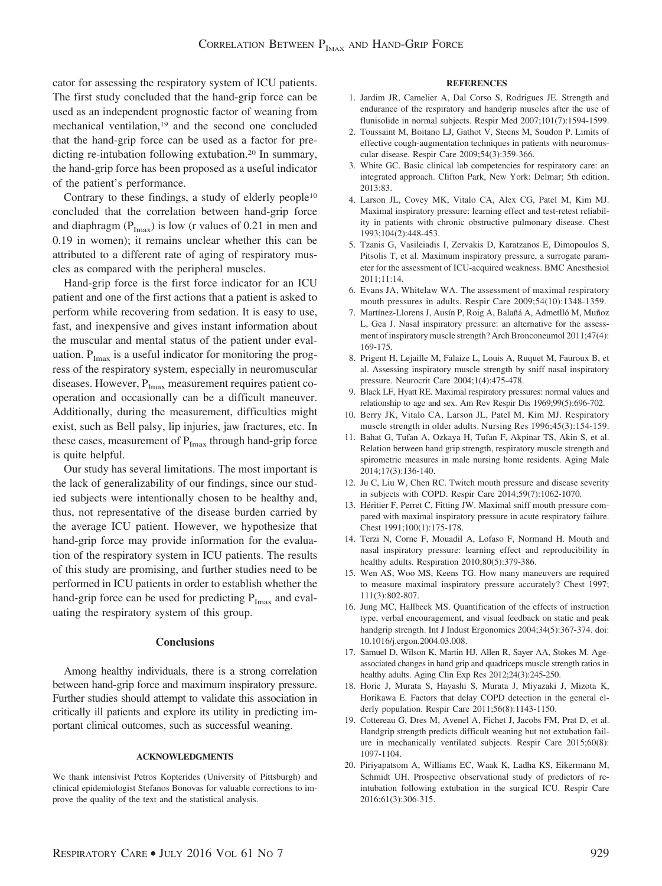cator for assessing the respiratory system of ICU patients. The first study concluded that the hand-grip force can be used as an independent prognostic factor of weaning from mechanical ventilation,[19] and the second one concluded that the hand-grip force can be used as a factor for predicting re-intubation following extubation.[20] In summary, the hand-grip force has been proposed as a useful indicator of the patient's performance.

Contrary to these findings, a study of elderly people[10] concluded that the correlation between hand-grip force and diaphragm ($P_{Imax}$) is low (r values of 0.21 in men and 0.19 in women); it remains unclear whether this can be attributed to a different rate of aging of respiratory muscles as compared with the peripheral muscles.

Hand-grip force is the first force indicator for an ICU patient and one of the first actions that a patient is asked to perform while recovering from sedation. It is easy to use, fast, and inexpensive and gives instant information about the muscular and mental status of the patient under evaluation. $P_{Imax}$ is a useful indicator for monitoring the progress of the respiratory system, especially in neuromuscular diseases. However, $P_{Imax}$ measurement requires patient cooperation and occasionally can be a difficult maneuver. Additionally, during the measurement, difficulties might exist, such as Bell palsy, lip injuries, jaw fractures, etc. In these cases, measurement of $P_{Imax}$ through hand-grip force is quite helpful.

Our study has several limitations. The most important is the lack of generalizability of our findings, since our studied subjects were intentionally chosen to be healthy and, thus, not representative of the disease burden carried by the average ICU patient. However, we hypothesize that hand-grip force may provide information for the evaluation of the respiratory system in ICU patients. The results of this study are promising, and further studies need to be performed in ICU patients in order to establish whether the hand-grip force can be used for predicting $P_{Imax}$ and evaluating the respiratory system of this group.

## Conclusions

Among healthy individuals, there is a strong correlation between hand-grip force and maximum inspiratory pressure. Further studies should attempt to validate this association in critically ill patients and explore its utility in predicting important clinical outcomes, such as successful weaning.

### ACKNOWLEDGMENTS

We thank intensivist Petros Kopterides (University of Pittsburgh) and clinical epidemiologist Stefanos Bonovas for valuable corrections to improve the quality of the text and the statistical analysis.

### REFERENCES

1. Jardim JR, Camelier A, Dal Corso S, Rodrigues JE. Strength and endurance of the respiratory and handgrip muscles after the use of flunisolide in normal subjects. Respir Med 2007;101(7):1594-1599.
2. Toussaint M, Boitano LJ, Gathot V, Steens M, Soudon P. Limits of effective cough-augmentation techniques in patients with neuromuscular disease. Respir Care 2009;54(3):359-366.
3. White GC. Basic clinical lab competencies for respiratory care: an integrated approach. Clifton Park, New York: Delmar; 5th edition, 2013:83.
4. Larson JL, Covey MK, Vitalo CA, Alex CG, Patel M, Kim MJ. Maximal inspiratory pressure: learning effect and test-retest reliability in patients with chronic obstructive pulmonary disease. Chest 1993;104(2):448-453.
5. Tzanis G, Vasileiadis I, Zervakis D, Karatzanos E, Dimopoulos S, Pitsolis T, et al. Maximum inspiratory pressure, a surrogate parameter for the assessment of ICU-acquired weakness. BMC Anesthesiol 2011;11:14.
6. Evans JA, Whitelaw WA. The assessment of maximal respiratory mouth pressures in adults. Respir Care 2009;54(10):1348-1359.
7. Martínez-Llorens J, Ausín P, Roig A, Balañá A, Admetlló M, Muñoz L, Gea J. Nasal inspiratory pressure: an alternative for the assessment of inspiratory muscle strength? Arch Bronconeumol 2011;47(4): 169-175.
8. Prigent H, Lejaille M, Falaize L, Louis A, Ruquet M, Fauroux B, et al. Assessing inspiratory muscle strength by sniff nasal inspiratory pressure. Neurocrit Care 2004;1(4):475-478.
9. Black LF, Hyatt RE. Maximal respiratory pressures: normal values and relationship to age and sex. Am Rev Respir Dis 1969;99(5):696-702.
10. Berry JK, Vitalo CA, Larson JL, Patel M, Kim MJ. Respiratory muscle strength in older adults. Nursing Res 1996;45(3):154-159.
11. Bahat G, Tufan A, Ozkaya H, Tufan F, Akpinar TS, Akin S, et al. Relation between hand grip strength, respiratory muscle strength and spirometric measures in male nursing home residents. Aging Male 2014;17(3):136-140.
12. Ju C, Liu W, Chen RC. Twitch mouth pressure and disease severity in subjects with COPD. Respir Care 2014;59(7):1062-1070.
13. Héritier F, Perret C, Fitting JW. Maximal sniff mouth pressure compared with maximal inspiratory pressure in acute respiratory failure. Chest 1991;100(1):175-178.
14. Terzi N, Corne F, Mouadil A, Lofaso F, Normand H. Mouth and nasal inspiratory pressure: learning effect and reproducibility in healthy adults. Respiration 2010;80(5):379-386.
15. Wen AS, Woo MS, Keens TG. How many maneuvers are required to measure maximal inspiratory pressure accurately? Chest 1997; 111(3):802-807.
16. Jung MC, Hallbeck MS. Quantification of the effects of instruction type, verbal encouragement, and visual feedback on static and peak handgrip strength. Int J Indust Ergonomics 2004;34(5):367-374. doi: 10.1016/j.ergon.2004.03.008.
17. Samuel D, Wilson K, Martin HJ, Allen R, Sayer AA, Stokes M. Age-associated changes in hand grip and quadriceps muscle strength ratios in healthy adults. Aging Clin Exp Res 2012;24(3):245-250.
18. Horie J, Murata S, Hayashi S, Murata J, Miyazaki J, Mizota K, Horikawa E. Factors that delay COPD detection in the general elderly population. Respir Care 2011;56(8):1143-1150.
19. Cottereau G, Dres M, Avenel A, Fichet J, Jacobs FM, Prat D, et al. Handgrip strength predicts difficult weaning but not extubation failure in mechanically ventilated subjects. Respir Care 2015;60(8): 1097-1104.
20. Piriyapatsom A, Williams EC, Waak K, Ladha KS, Eikermann M, Schmidt UH. Prospective observational study of predictors of re-intubation following extubation in the surgical ICU. Respir Care 2016;61(3):306-315.